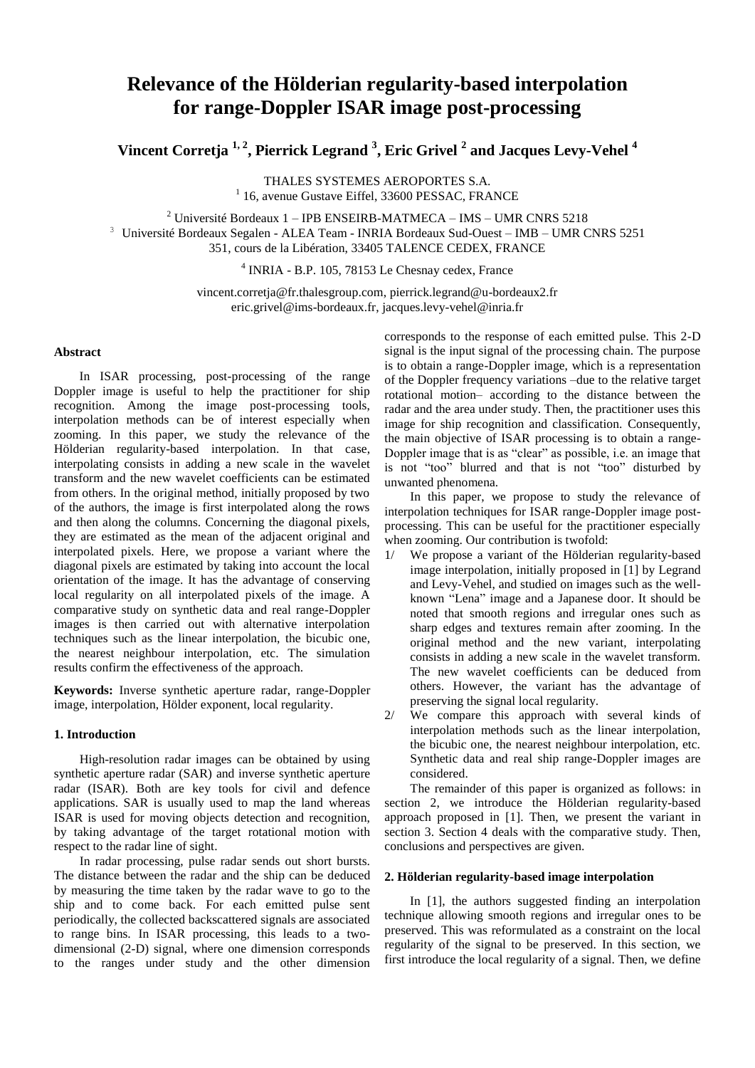# Relevance of the Hölderian regularity-based interpolation for range-Doppler ISAR image post-processing

**Vincent Corretja [1, 2], Pierrick Legrand [3], Eric Grivel [2] and Jacques Levy-Vehel [4]**

THALES SYSTEMES AEROPORTES S.A.
[1] 16, avenue Gustave Eiffel, 33600 PESSAC, FRANCE

[2] Université Bordeaux 1 – IPB ENSEIRB-MATMECA – IMS – UMR CNRS 5218
[3] Université Bordeaux Segalen - ALEA Team - INRIA Bordeaux Sud-Ouest – IMB – UMR CNRS 5251
351, cours de la Libération, 33405 TALENCE CEDEX, FRANCE

[4] INRIA - B.P. 105, 78153 Le Chesnay cedex, France

vincent.corretja@fr.thalesgroup.com, pierrick.legrand@u-bordeaux2.fr
eric.grivel@ims-bordeaux.fr, jacques.levy-vehel@inria.fr

### Abstract

In ISAR processing, post-processing of the range Doppler image is useful to help the practitioner for ship recognition. Among the image post-processing tools, interpolation methods can be of interest especially when zooming. In this paper, we study the relevance of the Hölderian regularity-based interpolation. In that case, interpolating consists in adding a new scale in the wavelet transform and the new wavelet coefficients can be estimated from others. In the original method, initially proposed by two of the authors, the image is first interpolated along the rows and then along the columns. Concerning the diagonal pixels, they are estimated as the mean of the adjacent original and interpolated pixels. Here, we propose a variant where the diagonal pixels are estimated by taking into account the local orientation of the image. It has the advantage of conserving local regularity on all interpolated pixels of the image. A comparative study on synthetic data and real range-Doppler images is then carried out with alternative interpolation techniques such as the linear interpolation, the bicubic one, the nearest neighbour interpolation, etc. The simulation results confirm the effectiveness of the approach.

**Keywords:** Inverse synthetic aperture radar, range-Doppler image, interpolation, Hölder exponent, local regularity.

### 1. Introduction

High-resolution radar images can be obtained by using synthetic aperture radar (SAR) and inverse synthetic aperture radar (ISAR). Both are key tools for civil and defence applications. SAR is usually used to map the land whereas ISAR is used for moving objects detection and recognition, by taking advantage of the target rotational motion with respect to the radar line of sight.

In radar processing, pulse radar sends out short bursts. The distance between the radar and the ship can be deduced by measuring the time taken by the radar wave to go to the ship and to come back. For each emitted pulse sent periodically, the collected backscattered signals are associated to range bins. In ISAR processing, this leads to a two-dimensional (2-D) signal, where one dimension corresponds to the ranges under study and the other dimension corresponds to the response of each emitted pulse. This 2-D signal is the input signal of the processing chain. The purpose is to obtain a range-Doppler image, which is a representation of the Doppler frequency variations –due to the relative target rotational motion– according to the distance between the radar and the area under study. Then, the practitioner uses this image for ship recognition and classification. Consequently, the main objective of ISAR processing is to obtain a range-Doppler image that is as "clear" as possible, i.e. an image that is not "too" blurred and that is not "too" disturbed by unwanted phenomena.

In this paper, we propose to study the relevance of interpolation techniques for ISAR range-Doppler image post-processing. This can be useful for the practitioner especially when zooming. Our contribution is twofold:

1/ We propose a variant of the Hölderian regularity-based image interpolation, initially proposed in [1] by Legrand and Levy-Vehel, and studied on images such as the well-known "Lena" image and a Japanese door. It should be noted that smooth regions and irregular ones such as sharp edges and textures remain after zooming. In the original method and the new variant, interpolating consists in adding a new scale in the wavelet transform. The new wavelet coefficients can be deduced from others. However, the variant has the advantage of preserving the signal local regularity.

2/ We compare this approach with several kinds of interpolation methods such as the linear interpolation, the bicubic one, the nearest neighbour interpolation, etc. Synthetic data and real ship range-Doppler images are considered.

The remainder of this paper is organized as follows: in section 2, we introduce the Hölderian regularity-based approach proposed in [1]. Then, we present the variant in section 3. Section 4 deals with the comparative study. Then, conclusions and perspectives are given.

### 2. Hölderian regularity-based image interpolation

In [1], the authors suggested finding an interpolation technique allowing smooth regions and irregular ones to be preserved. This was reformulated as a constraint on the local regularity of the signal to be preserved. In this section, we first introduce the local regularity of a signal. Then, we define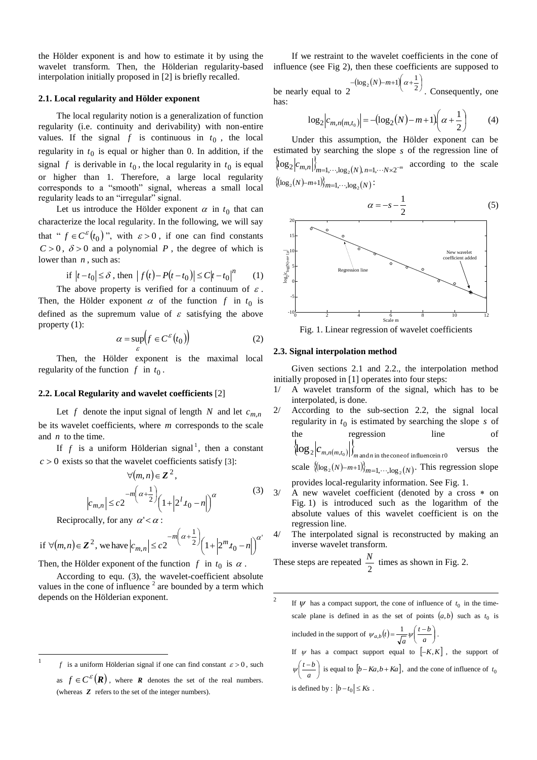the Hölder exponent is and how to estimate it by using the wavelet transform. Then, the Hölderian regularity-based interpolation initially proposed in [2] is briefly recalled.

### 2.1. Local regularity and Hölder exponent

The local regularity notion is a generalization of function regularity (i.e. continuity and derivability) with non-entire values. If the signal $f$ is continuous in $t_0$, the local regularity in $t_0$ is equal or higher than 0. In addition, if the signal $f$ is derivable in $t_0$, the local regularity in $t_0$ is equal or higher than 1. Therefore, a large local regularity corresponds to a "smooth" signal, whereas a small local regularity leads to an "irregular" signal.

Let us introduce the Hölder exponent $\alpha$ in $t_0$ that can characterize the local regularity. In the following, we will say that " $f \in C^{\varepsilon}(t_0)$ ", with $\varepsilon > 0$, if one can find constants $C > 0$, $\delta > 0$ and a polynomial $P$, the degree of which is lower than $n$, such as:

$$\text{if } |t - t_0| \leq \delta \text{, then } |f(t) - P(t - t_0)| \leq C|t - t_0|^n \qquad (1)$$

The above property is verified for a continuum of $\varepsilon$. Then, the Hölder exponent $\alpha$ of the function $f$ in $t_0$ is defined as the supremum value of $\varepsilon$ satisfying the above property (1):

$$\alpha = \sup_{\varepsilon}\left(f \in C^{\varepsilon}(t_0)\right) \qquad (2)$$

Then, the Hölder exponent is the maximal local regularity of the function $f$ in $t_0$.

### 2.2. Local Regularity and wavelet coefficients [2]

Let $f$ denote the input signal of length $N$ and let $c_{m,n}$ be its wavelet coefficients, where $m$ corresponds to the scale and $n$ to the time.

If $f$ is a uniform Hölderian signal[1], then a constant $c > 0$ exists so that the wavelet coefficients satisfy [3]:

$$\forall (m,n) \in \boldsymbol{Z}^2,$$
$$|c_{m,n}| \leq c 2^{-m\left(\alpha + \frac{1}{2}\right)}\left(1 + \left|2^l . t_0 - n\right|\right)^{\alpha} \qquad (3)$$

Reciprocally, for any $\alpha' < \alpha$:

$$\text{if } \forall (m,n) \in \boldsymbol{Z}^2 \text{, we have } |c_{m,n}| \leq c 2^{-m\left(\alpha + \frac{1}{2}\right)}\left(1 + \left|2^m . t_0 - n\right|\right)^{\alpha'}$$

Then, the Hölder exponent of the function $f$ in $t_0$ is $\alpha$.

According to equ. (3), the wavelet-coefficient absolute values in the cone of influence[2] are bounded by a term which depends on the Hölderian exponent.

If we restraint to the wavelet coefficients in the cone of influence (see Fig 2), then these coefficients are supposed to be nearly equal to $2^{-(\log_2(N) - m + 1)\left(\alpha + \frac{1}{2}\right)}$. Consequently, one has:

$$\log_2\left|c_{m,n(m,t_0)}\right| = -(\log_2(N) - m + 1)\left(\alpha + \frac{1}{2}\right) \qquad (4)$$

Under this assumption, the Hölder exponent can be estimated by searching the slope $s$ of the regression line of $\left\{\log_2|c_{m,n}|\right\}_{m=1,\cdots,\log_2(N),\, n=1,\cdots N \times 2^{-m}}$ according to the scale $\left\{(\log_2(N) - m + 1)\right\}_{m=1,\cdots,\log_2(N)}$:

$$\alpha = -s - \frac{1}{2} \qquad (5)$$

Fig. 1. Linear regression of wavelet coefficients

### 2.3. Signal interpolation method

Given sections 2.1 and 2.2., the interpolation method initially proposed in [1] operates into four steps:

1/ A wavelet transform of the signal, which has to be interpolated, is done.

2/ According to the sub-section 2.2, the signal local regularity in $t_0$ is estimated by searching the slope $s$ of the regression line of $\left\{\log_2\left|c_{m,n(m,t_0)}\right|\right\}_{m \text{ and } n \text{ in the cone of influence in } t0}$ versus the scale $\left\{(\log_2(N) - m + 1)\right\}_{m=1,\cdots,\log_2(N)}$. This regression slope provides local-regularity information. See Fig. 1.

3/ A new wavelet coefficient (denoted by a cross $*$ on Fig. 1) is introduced such as the logarithm of the absolute values of this wavelet coefficient is on the regression line.

4/ The interpolated signal is reconstructed by making an inverse wavelet transform.

These steps are repeated $\frac{N}{2}$ times as shown in Fig. 2.

---

[1] $f$ is a uniform Hölderian signal if one can find constant $\varepsilon > 0$, such as $f \in C^{\varepsilon}(\boldsymbol{R})$, where $\boldsymbol{R}$ denotes the set of the real numbers. (whereas $\boldsymbol{Z}$ refers to the set of the integer numbers).

[2] If $\psi$ has a compact support, the cone of influence of $t_0$ in the time-scale plane is defined in as the set of points $(a,b)$ such as $t_0$ is included in the support of $\psi_{a,b}(t) = \frac{1}{\sqrt{a}}\psi\left(\frac{t-b}{a}\right)$.
If $\psi$ has a compact support equal to $[-K, K]$, the support of $\psi\left(\frac{t-b}{a}\right)$ is equal to $[b - Ka, b + Ka]$, and the cone of influence of $t_0$ is defined by : $|b - t_0| \leq Ks$.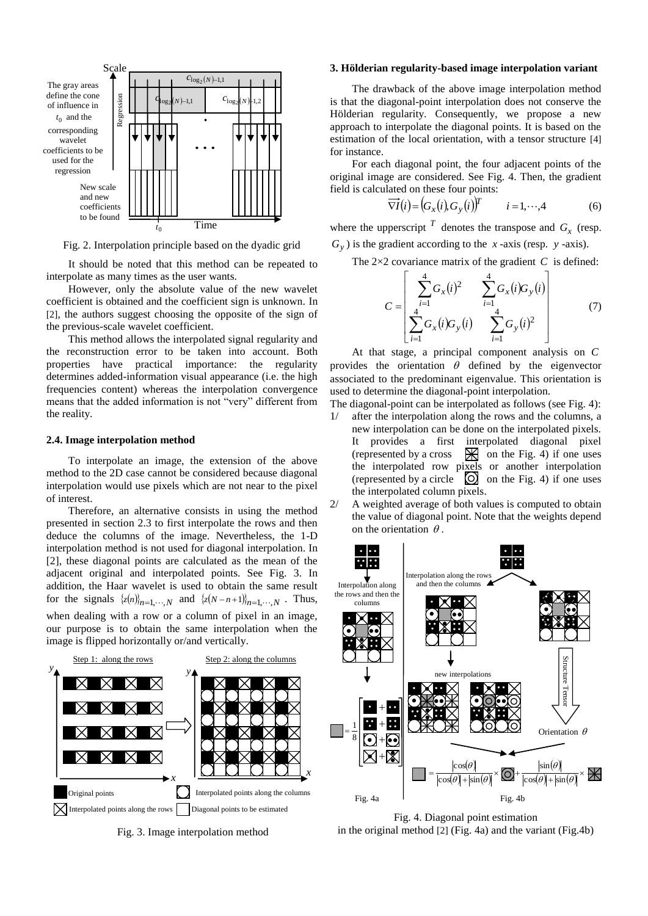Fig. 2. Interpolation principle based on the dyadic grid

It should be noted that this method can be repeated to interpolate as many times as the user wants.

However, only the absolute value of the new wavelet coefficient is obtained and the coefficient sign is unknown. In [2], the authors suggest choosing the opposite of the sign of the previous-scale wavelet coefficient.

This method allows the interpolated signal regularity and the reconstruction error to be taken into account. Both properties have practical importance: the regularity determines added-information visual appearance (i.e. the high frequencies content) whereas the interpolation convergence means that the added information is not "very" different from the reality.

### 2.4. Image interpolation method

To interpolate an image, the extension of the above method to the 2D case cannot be considered because diagonal interpolation would use pixels which are not near to the pixel of interest.

Therefore, an alternative consists in using the method presented in section 2.3 to first interpolate the rows and then deduce the columns of the image. Nevertheless, the 1-D interpolation method is not used for diagonal interpolation. In [2], these diagonal points are calculated as the mean of the adjacent original and interpolated points. See Fig. 3. In addition, the Haar wavelet is used to obtain the same result for the signals $\{z(n)\}_{n=1,\cdots,N}$ and $\{z(N-n+1)\}_{n=1,\cdots,N}$ . Thus, when dealing with a row or a column of pixel in an image, our purpose is to obtain the same interpolation when the image is flipped horizontally or/and vertically.

Fig. 3. Image interpolation method

### 3. Hölderian regularity-based image interpolation variant

The drawback of the above image interpolation method is that the diagonal-point interpolation does not conserve the Hölderian regularity. Consequently, we propose a new approach to interpolate the diagonal points. It is based on the estimation of the local orientation, with a tensor structure [4] for instance.

For each diagonal point, the four adjacent points of the original image are considered. See Fig. 4. Then, the gradient field is calculated on these four points:

$$\vec{\nabla} I(i) = \left(G_x(i), G_y(i)\right)^T \qquad i = 1, \cdots, 4 \tag{6}$$

where the upperscript $^T$ denotes the transpose and $G_x$ (resp. $G_y$) is the gradient according to the $x$-axis (resp. $y$-axis).

The 2×2 covariance matrix of the gradient $C$ is defined:

$$C = \begin{bmatrix} \sum_{i=1}^{4} G_x(i)^2 & \sum_{i=1}^{4} G_x(i) G_y(i) \\ \sum_{i=1}^{4} G_x(i) G_y(i) & \sum_{i=1}^{4} G_y(i)^2 \end{bmatrix} \tag{7}$$

At that stage, a principal component analysis on $C$ provides the orientation $\theta$ defined by the eigenvector associated to the predominant eigenvalue. This orientation is used to determine the diagonal-point interpolation.

The diagonal-point can be interpolated as follows (see Fig. 4):

1/ after the interpolation along the rows and the columns, a new interpolation can be done on the interpolated pixels. It provides a first interpolated diagonal pixel (represented by a cross on the Fig. 4) if one uses the interpolated row pixels or another interpolation (represented by a circle on the Fig. 4) if one uses the interpolated column pixels.

2/ A weighted average of both values is computed to obtain the value of diagonal point. Note that the weights depend on the orientation $\theta$.

Fig. 4. Diagonal point estimation in the original method [2] (Fig. 4a) and the variant (Fig.4b)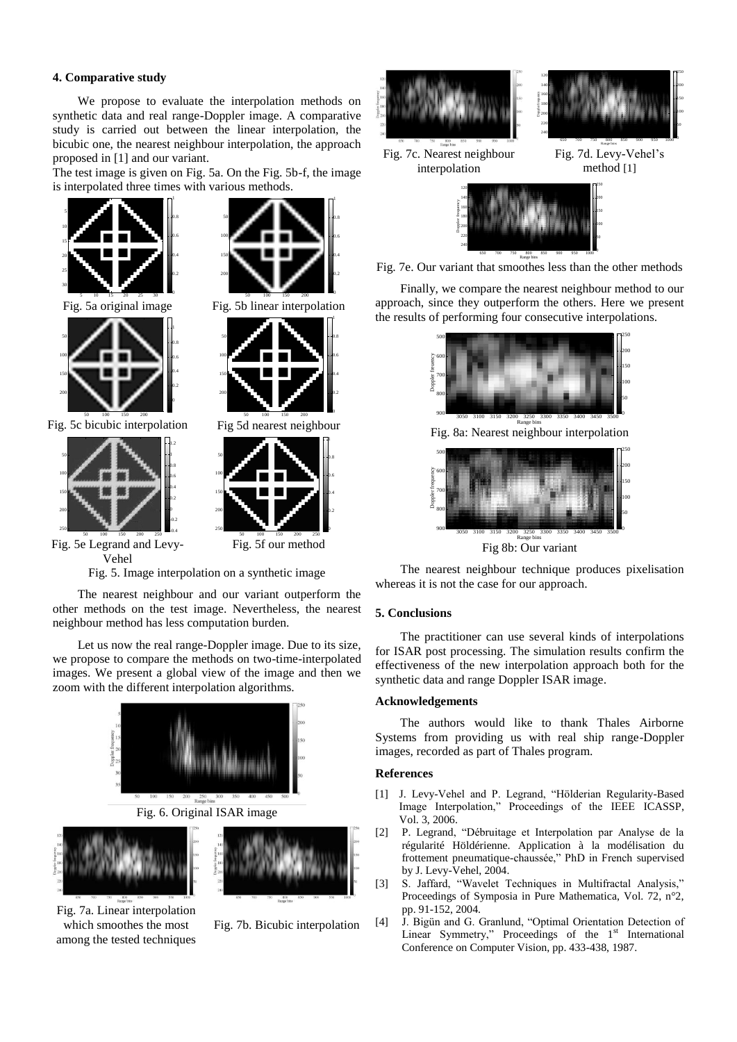## 4. Comparative study

We propose to evaluate the interpolation methods on synthetic data and real range-Doppler image. A comparative study is carried out between the linear interpolation, the bicubic one, the nearest neighbour interpolation, the approach proposed in [1] and our variant.

The test image is given on Fig. 5a. On the Fig. 5b-f, the image is interpolated three times with various methods.

Fig. 5a original image

Fig. 5b linear interpolation

Fig. 5c bicubic interpolation

Fig 5d nearest neighbour

Fig. 5e Legrand and Levy-Vehel

Fig. 5f our method

Fig. 5. Image interpolation on a synthetic image

The nearest neighbour and our variant outperform the other methods on the test image. Nevertheless, the nearest neighbour method has less computation burden.

Let us now the real range-Doppler image. Due to its size, we propose to compare the methods on two-time-interpolated images. We present a global view of the image and then we zoom with the different interpolation algorithms.

Fig. 6. Original ISAR image

Fig. 7a. Linear interpolation which smoothes the most among the tested techniques

Fig. 7b. Bicubic interpolation

Fig. 7c. Nearest neighbour interpolation

Fig. 7d. Levy-Vehel's method [1]

Fig. 7e. Our variant that smoothes less than the other methods

Finally, we compare the nearest neighbour method to our approach, since they outperform the others. Here we present the results of performing four consecutive interpolations.

Fig. 8a: Nearest neighbour interpolation

Fig 8b: Our variant

The nearest neighbour technique produces pixelisation whereas it is not the case for our approach.

## 5. Conclusions

The practitioner can use several kinds of interpolations for ISAR post processing. The simulation results confirm the effectiveness of the new interpolation approach both for the synthetic data and range Doppler ISAR image.

### Acknowledgements

The authors would like to thank Thales Airborne Systems from providing us with real ship range-Doppler images, recorded as part of Thales program.

### References

[1] J. Levy-Vehel and P. Legrand, "Hölderian Regularity-Based Image Interpolation," Proceedings of the IEEE ICASSP, Vol. 3, 2006.

[2] P. Legrand, "Débruitage et Interpolation par Analyse de la régularité Höldérienne. Application à la modélisation du frottement pneumatique-chaussée," PhD in French supervised by J. Levy-Vehel, 2004.

[3] S. Jaffard, "Wavelet Techniques in Multifractal Analysis," Proceedings of Symposia in Pure Mathematica, Vol. 72, n°2, pp. 91-152, 2004.

[4] J. Bigün and G. Granlund, "Optimal Orientation Detection of Linear Symmetry," Proceedings of the 1st International Conference on Computer Vision, pp. 433-438, 1987.